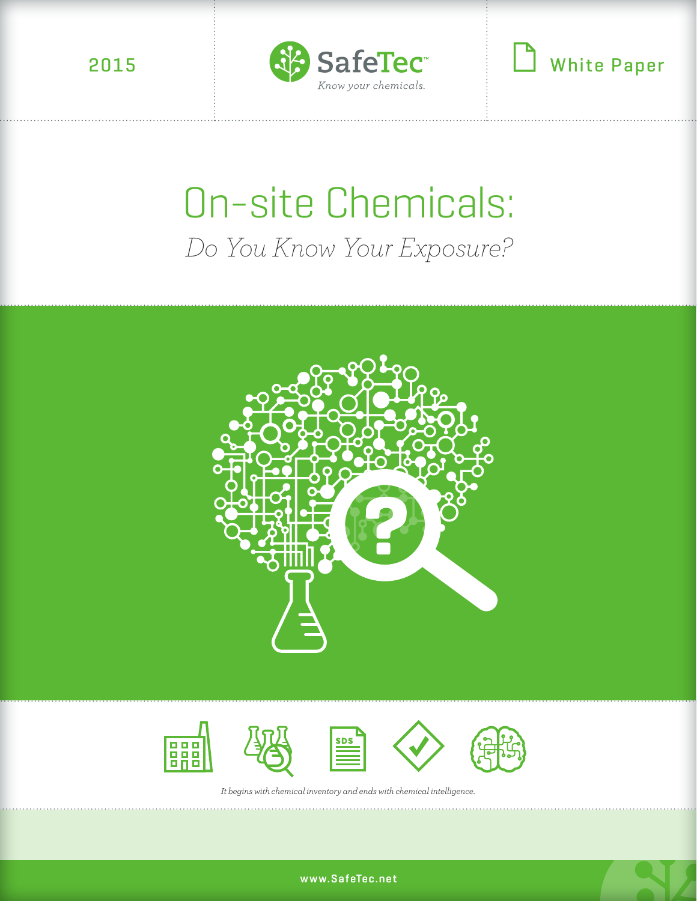2015

SafeTec™

*Know your chemicals.*

White Paper

# On-site Chemicals:

## *Do You Know Your Exposure?*

*It begins with chemical inventory and ends with chemical intelligence.*

www.SafeTec.net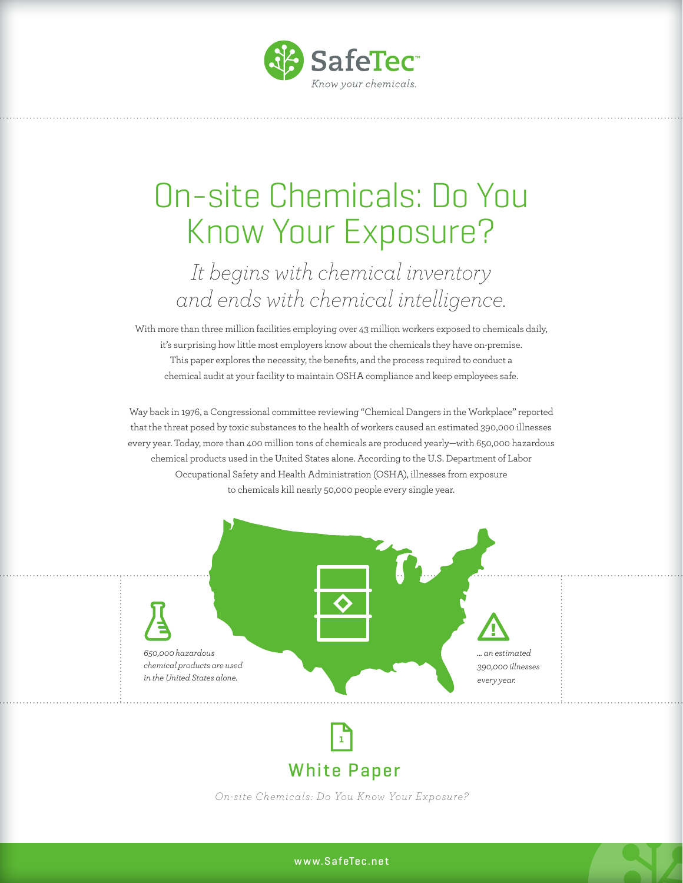SafeTec™

*Know your chemicals.*

# On-site Chemicals: Do You Know Your Exposure?

*It begins with chemical inventory and ends with chemical intelligence.*

With more than three million facilities employing over 43 million workers exposed to chemicals daily, it's surprising how little most employers know about the chemicals they have on-premise. This paper explores the necessity, the benefits, and the process required to conduct a chemical audit at your facility to maintain OSHA compliance and keep employees safe.

Way back in 1976, a Congressional committee reviewing "Chemical Dangers in the Workplace" reported that the threat posed by toxic substances to the health of workers caused an estimated 390,000 illnesses every year. Today, more than 400 million tons of chemicals are produced yearly—with 650,000 hazardous chemical products used in the United States alone. According to the U.S. Department of Labor Occupational Safety and Health Administration (OSHA), illnesses from exposure to chemicals kill nearly 50,000 people every single year.

*650,000 hazardous chemical products are used in the United States alone.*

*... an estimated 390,000 illnesses every year.*

## White Paper

*On-site Chemicals: Do You Know Your Exposure?*

www.SafeTec.net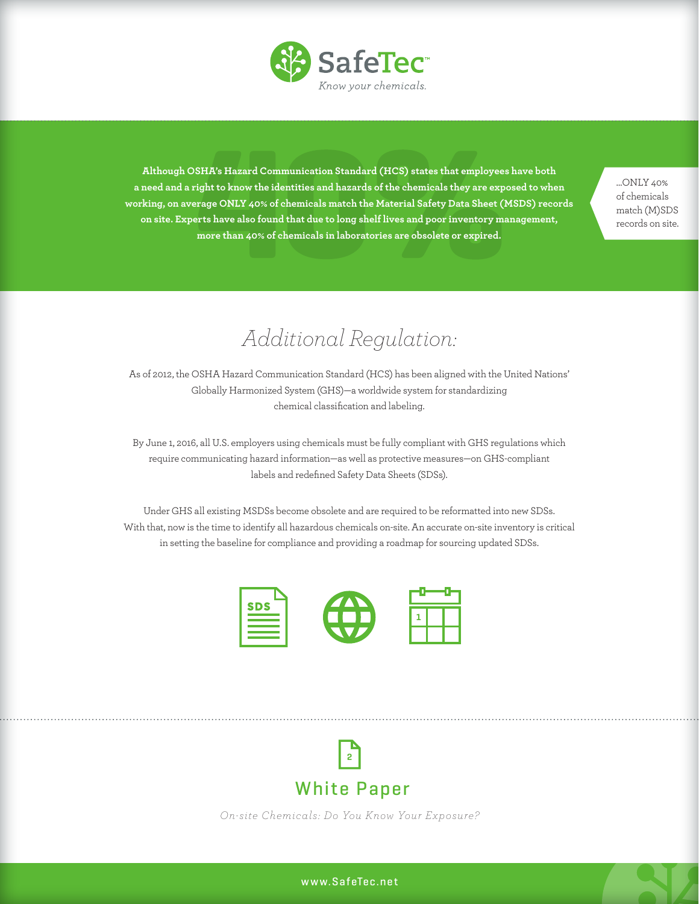**Although OSHA's Hazard Communication Standard (HCS) states that employees have both a need and a right to know the identities and hazards of the chemicals they are exposed to when working, on average ONLY 40% of chemicals match the Material Safety Data Sheet (MSDS) records on site. Experts have also found that due to long shelf lives and poor inventory management, more than 40% of chemicals in laboratories are obsolete or expired.**

...ONLY 40% of chemicals match (M)SDS records on site.

## *Additional Regulation:*

As of 2012, the OSHA Hazard Communication Standard (HCS) has been aligned with the United Nations' Globally Harmonized System (GHS)—a worldwide system for standardizing chemical classification and labeling.

By June 1, 2016, all U.S. employers using chemicals must be fully compliant with GHS regulations which require communicating hazard information—as well as protective measures—on GHS-compliant labels and redefined Safety Data Sheets (SDSs).

Under GHS all existing MSDSs become obsolete and are required to be reformatted into new SDSs. With that, now is the time to identify all hazardous chemicals on-site. An accurate on-site inventory is critical in setting the baseline for compliance and providing a roadmap for sourcing updated SDSs.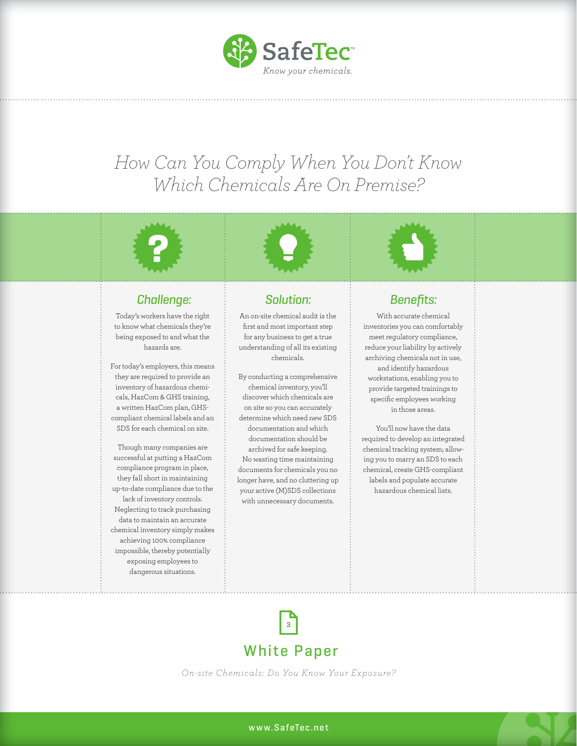SafeTec™

*Know your chemicals.*

# *How Can You Comply When You Don't Know Which Chemicals Are On Premise?*

## *Challenge:*

Today's workers have the right to know what chemicals they're being exposed to and what the hazards are.

For today's employers, this means they are required to provide an inventory of hazardous chemicals, HazCom & GHS training, a written HazCom plan, GHS-compliant chemical labels and an SDS for each chemical on site.

Though many companies are successful at putting a HazCom compliance program in place, they fall short in maintaining up-to-date compliance due to the lack of inventory controls. Neglecting to track purchasing data to maintain an accurate chemical inventory simply makes achieving 100% compliance impossible, thereby potentially exposing employees to dangerous situations.

## *Solution:*

An on-site chemical audit is the first and most important step for any business to get a true understanding of all its existing chemicals.

By conducting a comprehensive chemical inventory, you'll discover which chemicals are on site so you can accurately determine which need new SDS documentation and which documentation should be archived for safe keeping. No wasting time maintaining documents for chemicals you no longer have, and no cluttering up your active (M)SDS collections with unnecessary documents.

## *Benefits:*

With accurate chemical inventories you can comfortably meet regulatory compliance, reduce your liability by actively archiving chemicals not in use, and identify hazardous workstations, enabling you to provide targeted trainings to specific employees working in those areas.

You'll now have the data required to develop an integrated chemical tracking system; allowing you to marry an SDS to each chemical, create GHS-compliant labels and populate accurate hazardous chemical lists.

3

## White Paper

*On-site Chemicals: Do You Know Your Exposure?*

www.SafeTec.net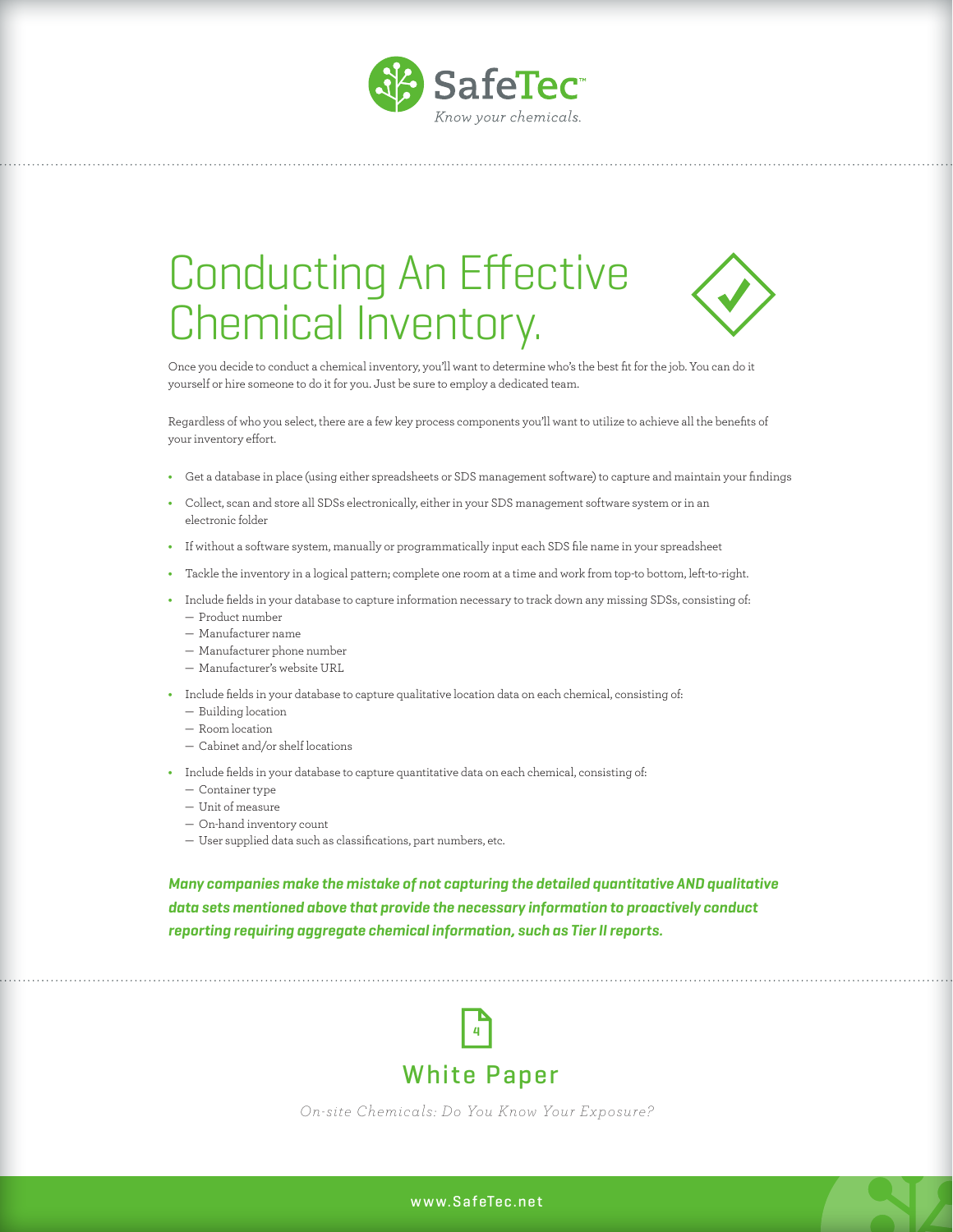# Conducting An Effective Chemical Inventory.

Once you decide to conduct a chemical inventory, you'll want to determine who's the best fit for the job. You can do it yourself or hire someone to do it for you. Just be sure to employ a dedicated team.

Regardless of who you select, there are a few key process components you'll want to utilize to achieve all the benefits of your inventory effort.

- Get a database in place (using either spreadsheets or SDS management software) to capture and maintain your findings
- Collect, scan and store all SDSs electronically, either in your SDS management software system or in an electronic folder
- If without a software system, manually or programmatically input each SDS file name in your spreadsheet
- Tackle the inventory in a logical pattern; complete one room at a time and work from top-to bottom, left-to-right.
- Include fields in your database to capture information necessary to track down any missing SDSs, consisting of:
  - Product number
  - Manufacturer name
  - Manufacturer phone number
  - Manufacturer's website URL
- Include fields in your database to capture qualitative location data on each chemical, consisting of:
  - Building location
  - Room location
  - Cabinet and/or shelf locations
- Include fields in your database to capture quantitative data on each chemical, consisting of:
  - Container type
  - Unit of measure
  - On-hand inventory count
  - User supplied data such as classifications, part numbers, etc.

***Many companies make the mistake of not capturing the detailed quantitative AND qualitative data sets mentioned above that provide the necessary information to proactively conduct reporting requiring aggregate chemical information, such as Tier II reports.***

White Paper

*On-site Chemicals: Do You Know Your Exposure?*

www.SafeTec.net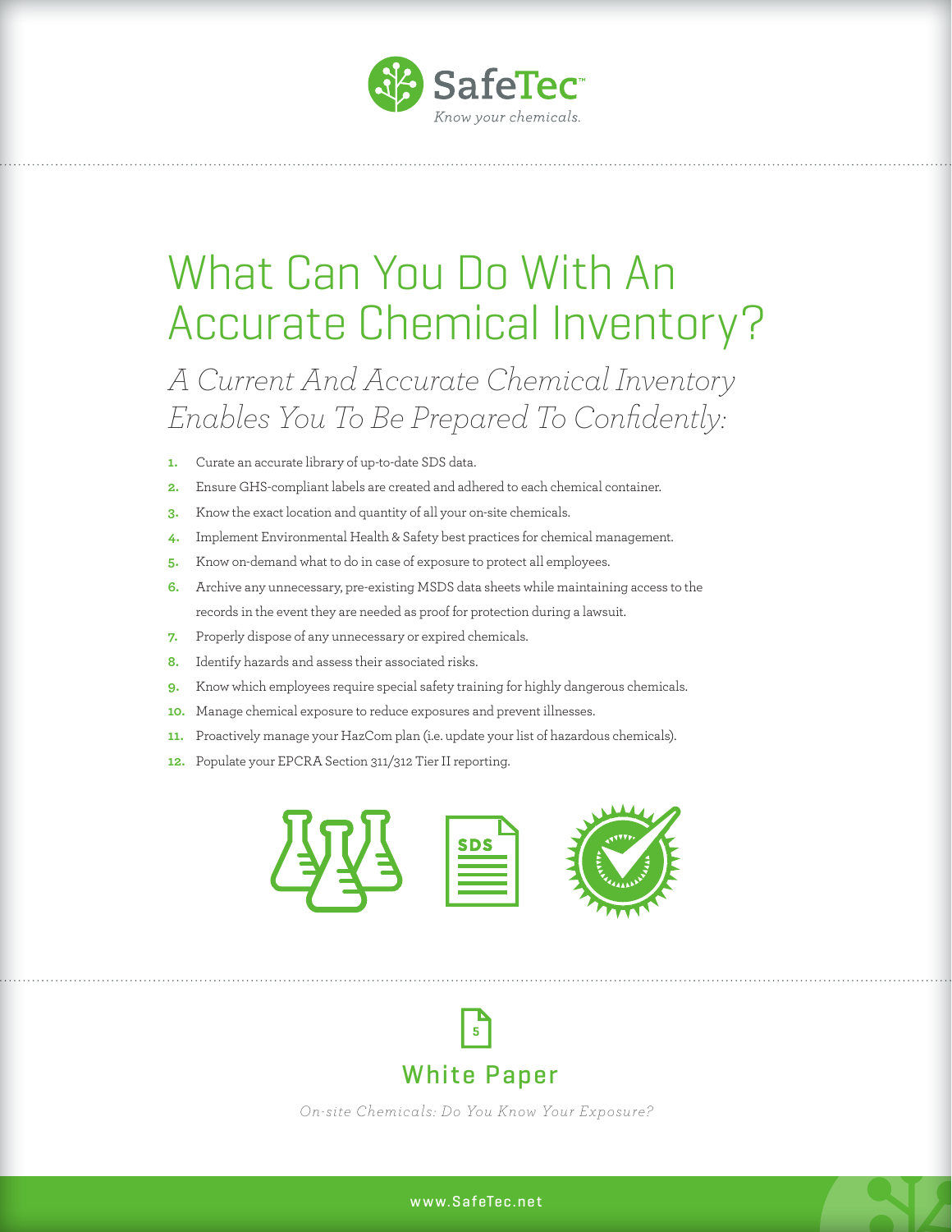# What Can You Do With An Accurate Chemical Inventory?

## *A Current And Accurate Chemical Inventory Enables You To Be Prepared To Confidently:*

1. Curate an accurate library of up-to-date SDS data.
2. Ensure GHS-compliant labels are created and adhered to each chemical container.
3. Know the exact location and quantity of all your on-site chemicals.
4. Implement Environmental Health & Safety best practices for chemical management.
5. Know on-demand what to do in case of exposure to protect all employees.
6. Archive any unnecessary, pre-existing MSDS data sheets while maintaining access to the records in the event they are needed as proof for protection during a lawsuit.
7. Properly dispose of any unnecessary or expired chemicals.
8. Identify hazards and assess their associated risks.
9. Know which employees require special safety training for highly dangerous chemicals.
10. Manage chemical exposure to reduce exposures and prevent illnesses.
11. Proactively manage your HazCom plan (i.e. update your list of hazardous chemicals).
12. Populate your EPCRA Section 311/312 Tier II reporting.

White Paper

*On-site Chemicals: Do You Know Your Exposure?*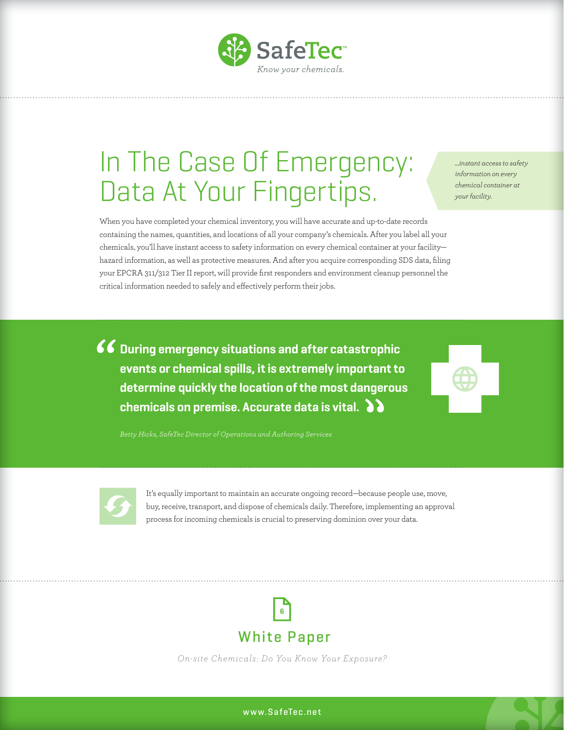# In The Case Of Emergency: Data At Your Fingertips.

*...instant access to safety information on every chemical container at your facility.*

When you have completed your chemical inventory, you will have accurate and up-to-date records containing the names, quantities, and locations of all your company's chemicals. After you label all your chemicals, you'll have instant access to safety information on every chemical container at your facility—hazard information, as well as protective measures. And after you acquire corresponding SDS data, filing your EPCRA 311/312 Tier II report, will provide first responders and environment cleanup personnel the critical information needed to safely and effectively perform their jobs.

> **"During emergency situations and after catastrophic events or chemical spills, it is extremely important to determine quickly the location of the most dangerous chemicals on premise. Accurate data is vital."**
>
> *Betty Hicks, SafeTec Director of Operations and Authoring Services*

It's equally important to maintain an accurate ongoing record—because people use, move, buy, receive, transport, and dispose of chemicals daily. Therefore, implementing an approval process for incoming chemicals is crucial to preserving dominion over your data.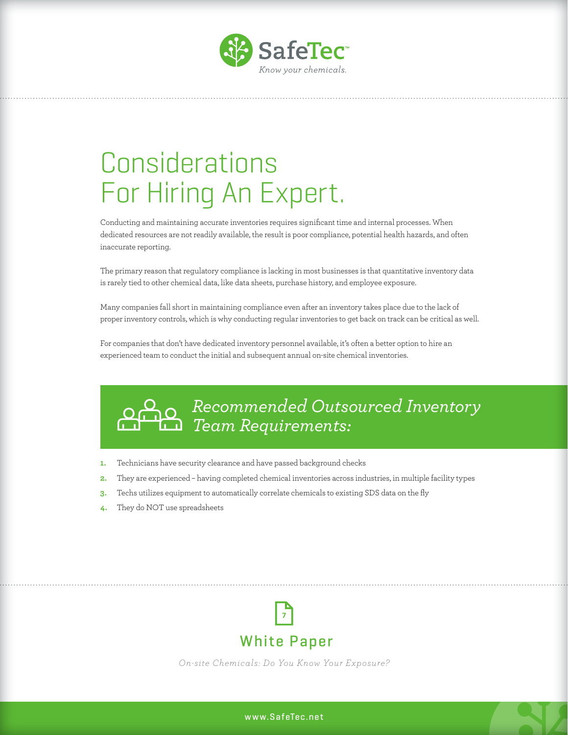# Considerations For Hiring An Expert.

Conducting and maintaining accurate inventories requires significant time and internal processes. When dedicated resources are not readily available, the result is poor compliance, potential health hazards, and often inaccurate reporting.

The primary reason that regulatory compliance is lacking in most businesses is that quantitative inventory data is rarely tied to other chemical data, like data sheets, purchase history, and employee exposure.

Many companies fall short in maintaining compliance even after an inventory takes place due to the lack of proper inventory controls, which is why conducting regular inventories to get back on track can be critical as well.

For companies that don't have dedicated inventory personnel available, it's often a better option to hire an experienced team to conduct the initial and subsequent annual on-site chemical inventories.

## *Recommended Outsourced Inventory Team Requirements:*

1. Technicians have security clearance and have passed background checks
2. They are experienced – having completed chemical inventories across industries, in multiple facility types
3. Techs utilizes equipment to automatically correlate chemicals to existing SDS data on the fly
4. They do NOT use spreadsheets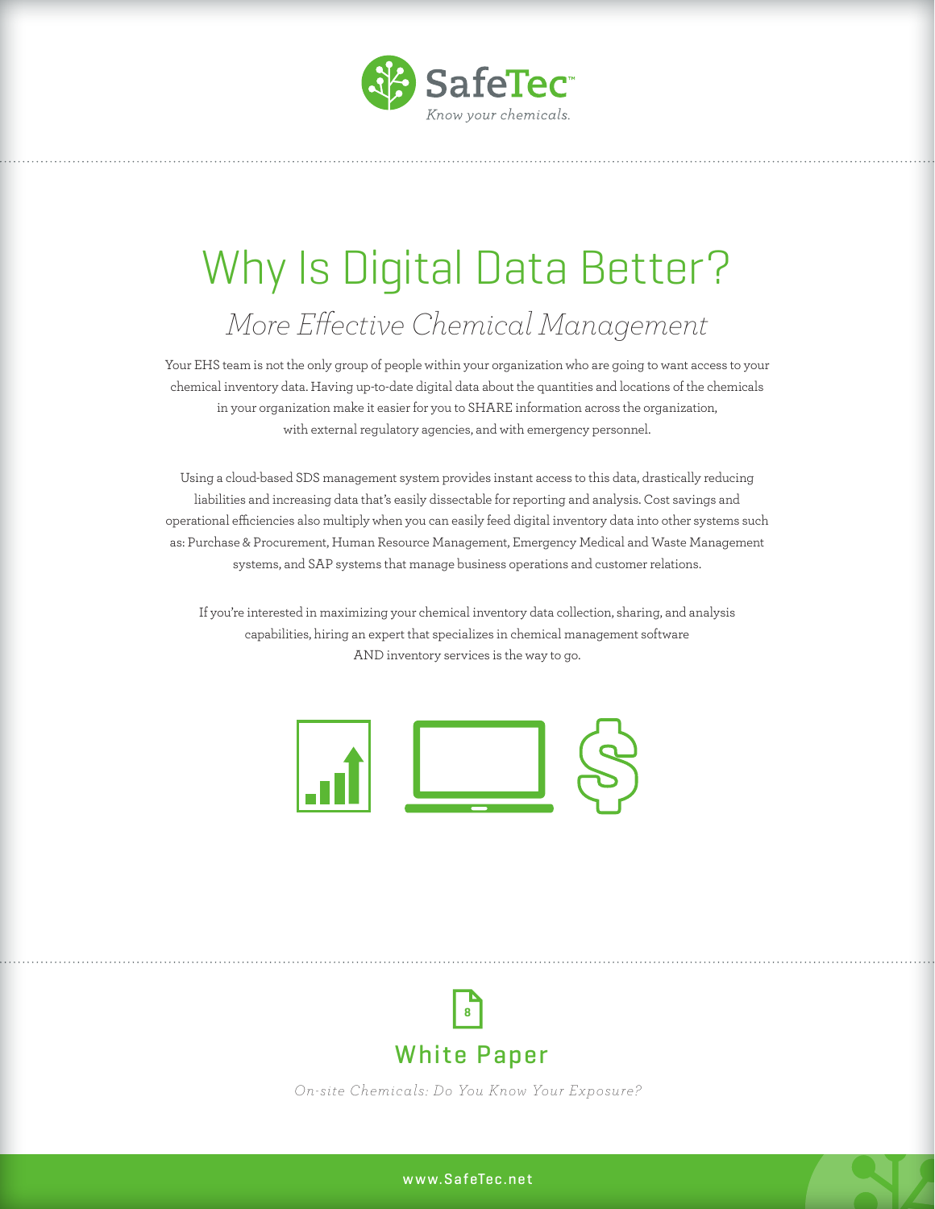# Why Is Digital Data Better?

## *More Effective Chemical Management*

Your EHS team is not the only group of people within your organization who are going to want access to your chemical inventory data. Having up-to-date digital data about the quantities and locations of the chemicals in your organization make it easier for you to SHARE information across the organization, with external regulatory agencies, and with emergency personnel.

Using a cloud-based SDS management system provides instant access to this data, drastically reducing liabilities and increasing data that's easily dissectable for reporting and analysis. Cost savings and operational efficiencies also multiply when you can easily feed digital inventory data into other systems such as: Purchase & Procurement, Human Resource Management, Emergency Medical and Waste Management systems, and SAP systems that manage business operations and customer relations.

If you're interested in maximizing your chemical inventory data collection, sharing, and analysis capabilities, hiring an expert that specializes in chemical management software AND inventory services is the way to go.

White Paper

*On-site Chemicals: Do You Know Your Exposure?*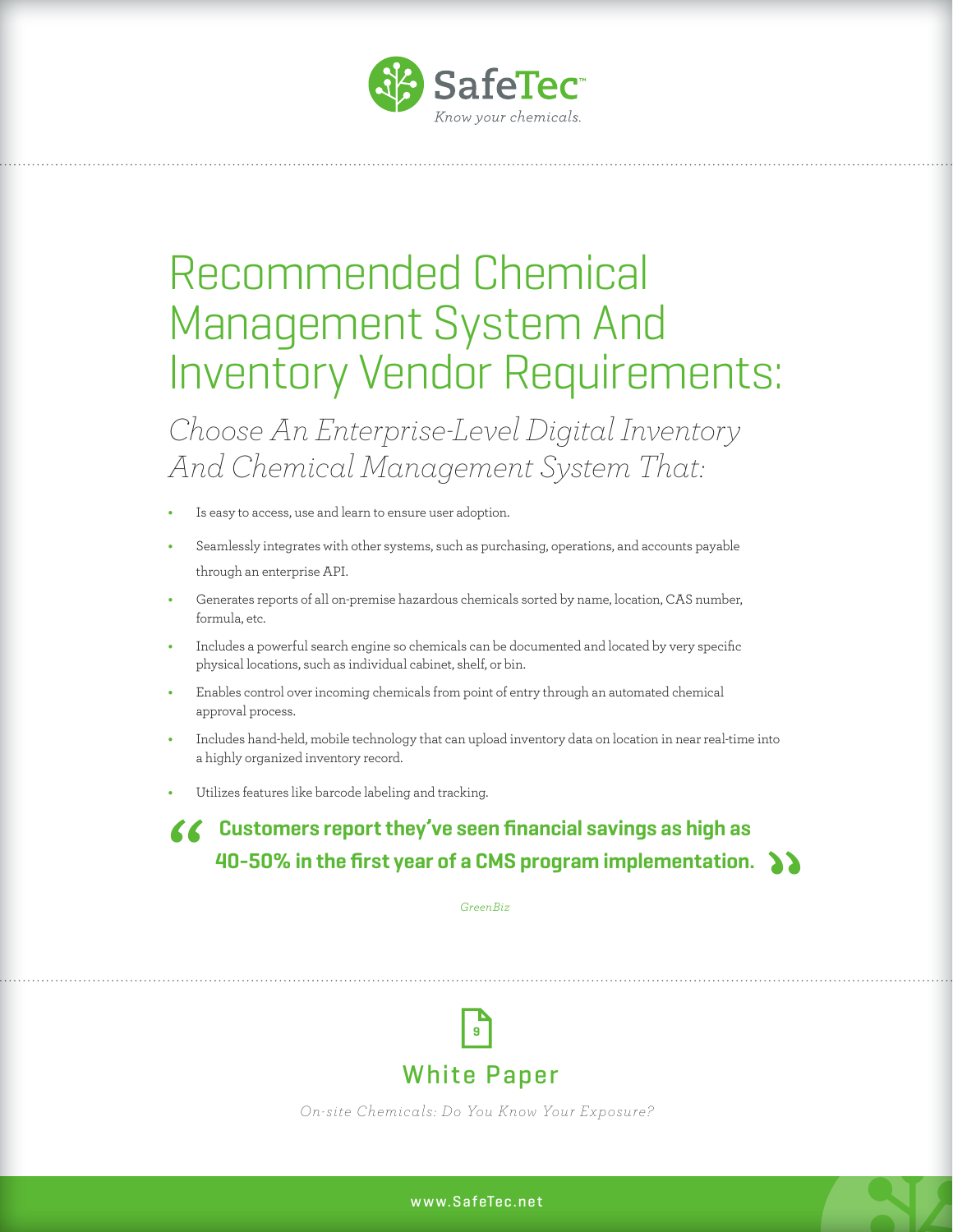SafeTec™
*Know your chemicals.*

# Recommended Chemical Management System And Inventory Vendor Requirements:

## *Choose An Enterprise-Level Digital Inventory And Chemical Management System That:*

- Is easy to access, use and learn to ensure user adoption.
- Seamlessly integrates with other systems, such as purchasing, operations, and accounts payable through an enterprise API.
- Generates reports of all on-premise hazardous chemicals sorted by name, location, CAS number, formula, etc.
- Includes a powerful search engine so chemicals can be documented and located by very specific physical locations, such as individual cabinet, shelf, or bin.
- Enables control over incoming chemicals from point of entry through an automated chemical approval process.
- Includes hand-held, mobile technology that can upload inventory data on location in near real-time into a highly organized inventory record.
- Utilizes features like barcode labeling and tracking.

> **"Customers report they've seen financial savings as high as 40-50% in the first year of a CMS program implementation."**
>
> *GreenBiz*

9

## White Paper

*On-site Chemicals: Do You Know Your Exposure?*

www.SafeTec.net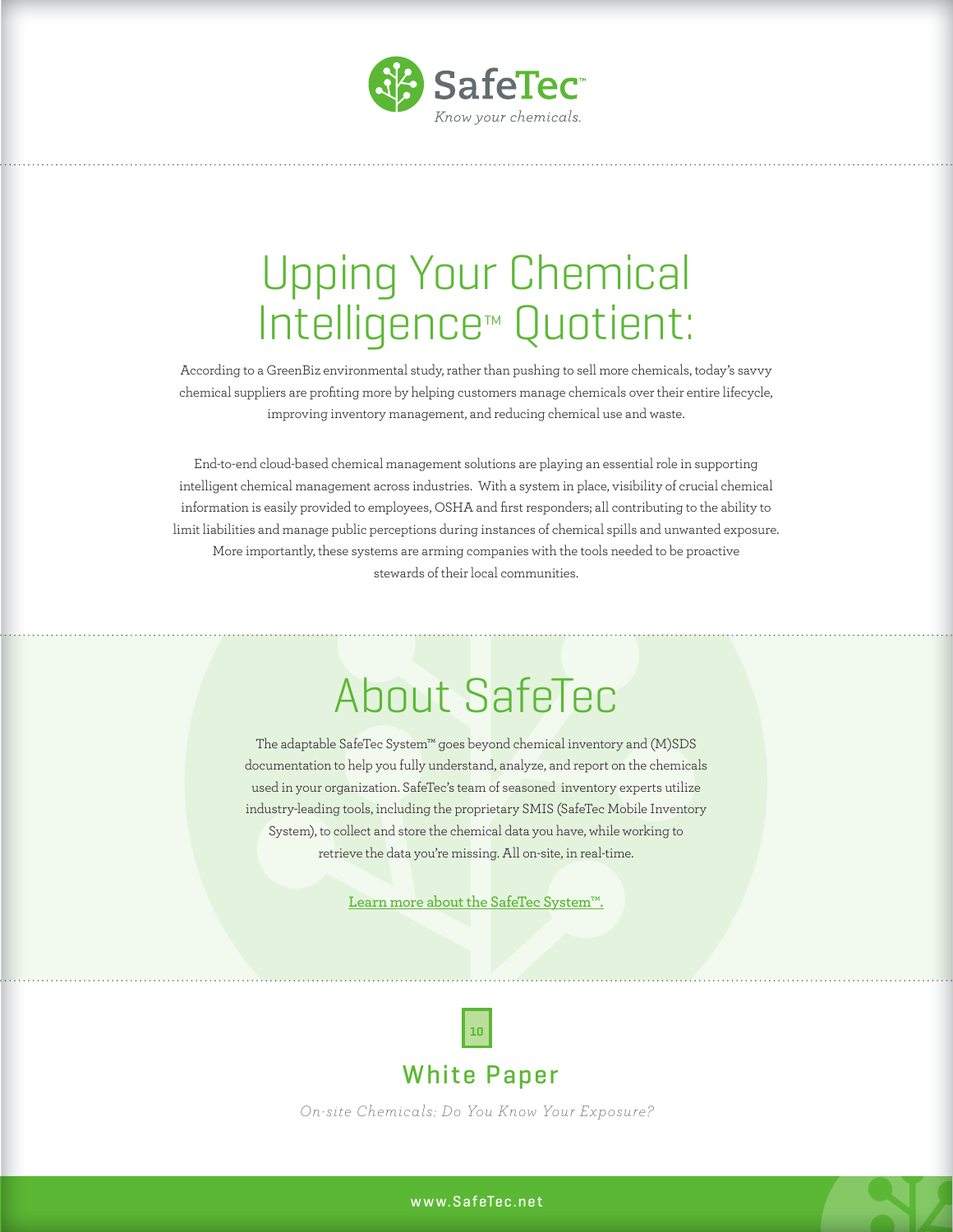SafeTec™

*Know your chemicals.*

# Upping Your Chemical Intelligence™ Quotient:

According to a GreenBiz environmental study, rather than pushing to sell more chemicals, today's savvy chemical suppliers are profiting more by helping customers manage chemicals over their entire lifecycle, improving inventory management, and reducing chemical use and waste.

End-to-end cloud-based chemical management solutions are playing an essential role in supporting intelligent chemical management across industries. With a system in place, visibility of crucial chemical information is easily provided to employees, OSHA and first responders; all contributing to the ability to limit liabilities and manage public perceptions during instances of chemical spills and unwanted exposure. More importantly, these systems are arming companies with the tools needed to be proactive stewards of their local communities.

# About SafeTec

The adaptable SafeTec System™ goes beyond chemical inventory and (M)SDS documentation to help you fully understand, analyze, and report on the chemicals used in your organization. SafeTec's team of seasoned inventory experts utilize industry-leading tools, including the proprietary SMIS (SafeTec Mobile Inventory System), to collect and store the chemical data you have, while working to retrieve the data you're missing. All on-site, in real-time.

Learn more about the SafeTec System™.

## White Paper

*On-site Chemicals: Do You Know Your Exposure?*

www.SafeTec.net